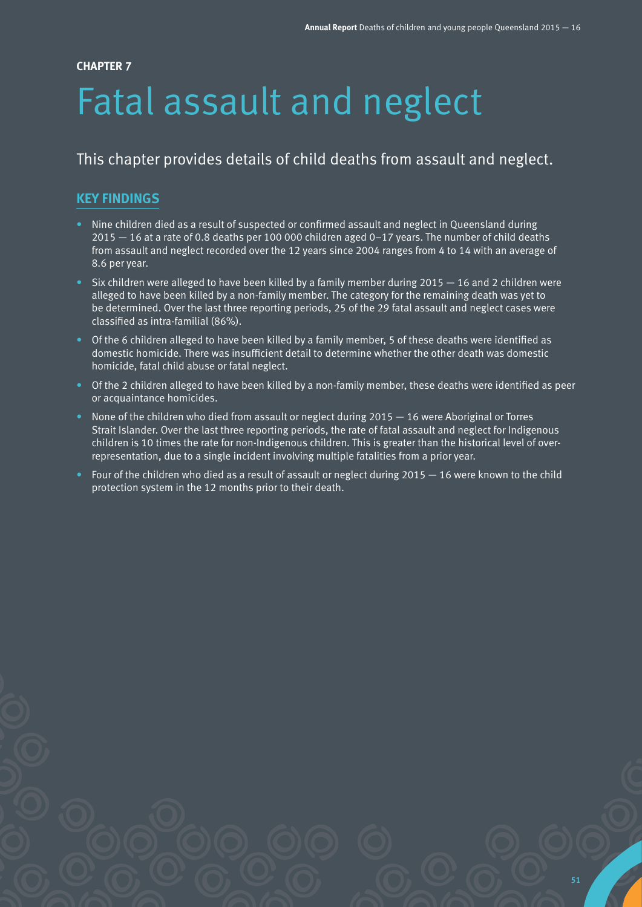**CHAPTER 7**

# Fatal assault and neglect

This chapter provides details of child deaths from assault and neglect.

## KEY FINDINGS

- Nine children died as a result of suspected or confirmed assault and neglect in Queensland during 2015 — 16 at a rate of 0.8 deaths per 100 000 children aged 0–17 years. The number of child deaths from assault and neglect recorded over the 12 years since 2004 ranges from 4 to 14 with an average of 8.6 per year.
- Six children were alleged to have been killed by a family member during 2015 — 16 and 2 children were alleged to have been killed by a non-family member. The category for the remaining death was yet to be determined. Over the last three reporting periods, 25 of the 29 fatal assault and neglect cases were classified as intra-familial (86%).
- Of the 6 children alleged to have been killed by a family member, 5 of these deaths were identified as domestic homicide. There was insufficient detail to determine whether the other death was domestic homicide, fatal child abuse or fatal neglect.
- Of the 2 children alleged to have been killed by a non-family member, these deaths were identified as peer or acquaintance homicides.
- None of the children who died from assault or neglect during 2015 — 16 were Aboriginal or Torres Strait Islander. Over the last three reporting periods, the rate of fatal assault and neglect for Indigenous children is 10 times the rate for non-Indigenous children. This is greater than the historical level of over-representation, due to a single incident involving multiple fatalities from a prior year.
- Four of the children who died as a result of assault or neglect during 2015 — 16 were known to the child protection system in the 12 months prior to their death.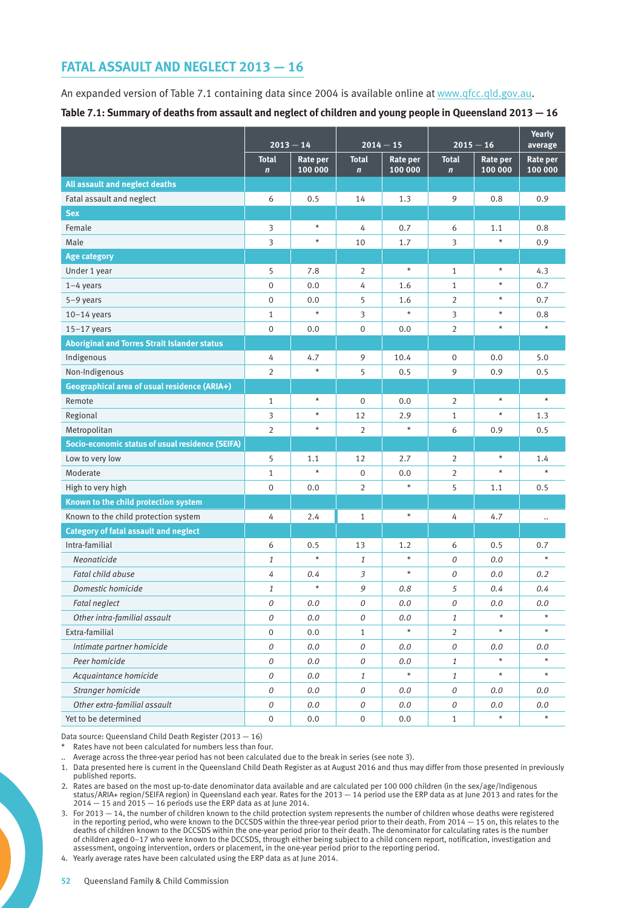## FATAL ASSAULT AND NEGLECT 2013 — 16

An expanded version of Table 7.1 containing data since 2004 is available online at www.qfcc.qld.gov.au.

**Table 7.1: Summary of deaths from assault and neglect of children and young people in Queensland 2013 — 16**

| | 2013 — 14 | | 2014 — 15 | | 2015 — 16 | | Yearly average |
|---|---|---|---|---|---|---|---|
| | Total *n* | Rate per 100 000 | Total *n* | Rate per 100 000 | Total *n* | Rate per 100 000 | Rate per 100 000 |
| **All assault and neglect deaths** | | | | | | | |
| Fatal assault and neglect | 6 | 0.5 | 14 | 1.3 | 9 | 0.8 | 0.9 |
| **Sex** | | | | | | | |
| Female | 3 | * | 4 | 0.7 | 6 | 1.1 | 0.8 |
| Male | 3 | * | 10 | 1.7 | 3 | * | 0.9 |
| **Age category** | | | | | | | |
| Under 1 year | 5 | 7.8 | 2 | * | 1 | * | 4.3 |
| 1–4 years | 0 | 0.0 | 4 | 1.6 | 1 | * | 0.7 |
| 5–9 years | 0 | 0.0 | 5 | 1.6 | 2 | * | 0.7 |
| 10–14 years | 1 | * | 3 | * | 3 | * | 0.8 |
| 15–17 years | 0 | 0.0 | 0 | 0.0 | 2 | * | * |
| **Aboriginal and Torres Strait Islander status** | | | | | | | |
| Indigenous | 4 | 4.7 | 9 | 10.4 | 0 | 0.0 | 5.0 |
| Non-Indigenous | 2 | * | 5 | 0.5 | 9 | 0.9 | 0.5 |
| **Geographical area of usual residence (ARIA+)** | | | | | | | |
| Remote | 1 | * | 0 | 0.0 | 2 | * | * |
| Regional | 3 | * | 12 | 2.9 | 1 | * | 1.3 |
| Metropolitan | 2 | * | 2 | * | 6 | 0.9 | 0.5 |
| **Socio-economic status of usual residence (SEIFA)** | | | | | | | |
| Low to very low | 5 | 1.1 | 12 | 2.7 | 2 | * | 1.4 |
| Moderate | 1 | * | 0 | 0.0 | 2 | * | * |
| High to very high | 0 | 0.0 | 2 | * | 5 | 1.1 | 0.5 |
| **Known to the child protection system** | | | | | | | |
| Known to the child protection system | 4 | 2.4 | 1 | * | 4 | 4.7 | .. |
| **Category of fatal assault and neglect** | | | | | | | |
| Intra-familial | 6 | 0.5 | 13 | 1.2 | 6 | 0.5 | 0.7 |
| *Neonaticide* | *1* | * | *1* | * | *0* | *0.0* | * |
| *Fatal child abuse* | *4* | *0.4* | *3* | * | *0* | *0.0* | *0.2* |
| *Domestic homicide* | *1* | * | *9* | *0.8* | *5* | *0.4* | *0.4* |
| *Fatal neglect* | *0* | *0.0* | *0* | *0.0* | *0* | *0.0* | *0.0* |
| *Other intra-familial assault* | *0* | *0.0* | *0* | *0.0* | *1* | * | * |
| Extra-familial | 0 | 0.0 | 1 | * | 2 | * | * |
| *Intimate partner homicide* | *0* | *0.0* | *0* | *0.0* | *0* | *0.0* | *0.0* |
| *Peer homicide* | *0* | *0.0* | *0* | *0.0* | *1* | * | * |
| *Acquaintance homicide* | *0* | *0.0* | *1* | * | *1* | * | * |
| *Stranger homicide* | *0* | *0.0* | *0* | *0.0* | *0* | *0.0* | *0.0* |
| *Other extra-familial assault* | *0* | *0.0* | *0* | *0.0* | *0* | *0.0* | *0.0* |
| Yet to be determined | 0 | 0.0 | 0 | 0.0 | 1 | * | * |

Data source: Queensland Child Death Register (2013 — 16)

\* Rates have not been calculated for numbers less than four.

.. Average across the three-year period has not been calculated due to the break in series (see note 3).

1. Data presented here is current in the Queensland Child Death Register as at August 2016 and thus may differ from those presented in previously published reports.
2. Rates are based on the most up-to-date denominator data available and are calculated per 100 000 children (in the sex/age/Indigenous status/ARIA+ region/SEIFA region) in Queensland each year. Rates for the 2013 — 14 period use the ERP data as at June 2013 and rates for the 2014 — 15 and 2015 — 16 periods use the ERP data as at June 2014.
3. For 2013 — 14, the number of children known to the child protection system represents the number of children whose deaths were registered in the reporting period, who were known to the DCCSDS within the three-year period prior to their death. From 2014 — 15 on, this relates to the deaths of children known to the DCCSDS within the one-year period prior to their death. The denominator for calculating rates is the number of children aged 0–17 who were known to the DCCSDS, through either being subject to a child concern report, notification, investigation and assessment, ongoing intervention, orders or placement, in the one-year period prior to the reporting period.
4. Yearly average rates have been calculated using the ERP data as at June 2014.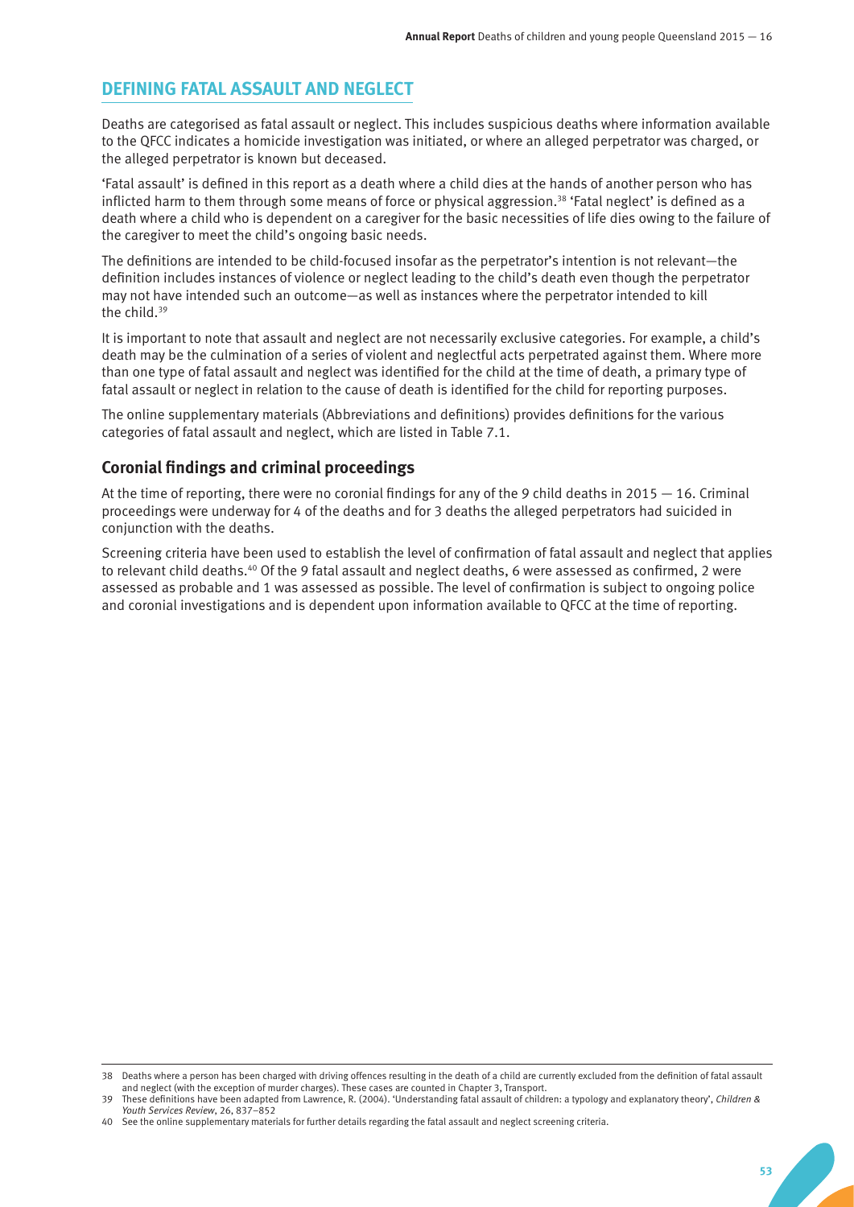## DEFINING FATAL ASSAULT AND NEGLECT

Deaths are categorised as fatal assault or neglect. This includes suspicious deaths where information available to the QFCC indicates a homicide investigation was initiated, or where an alleged perpetrator was charged, or the alleged perpetrator is known but deceased.

'Fatal assault' is defined in this report as a death where a child dies at the hands of another person who has inflicted harm to them through some means of force or physical aggression.[38] 'Fatal neglect' is defined as a death where a child who is dependent on a caregiver for the basic necessities of life dies owing to the failure of the caregiver to meet the child's ongoing basic needs.

The definitions are intended to be child-focused insofar as the perpetrator's intention is not relevant—the definition includes instances of violence or neglect leading to the child's death even though the perpetrator may not have intended such an outcome—as well as instances where the perpetrator intended to kill the child.[39]

It is important to note that assault and neglect are not necessarily exclusive categories. For example, a child's death may be the culmination of a series of violent and neglectful acts perpetrated against them. Where more than one type of fatal assault and neglect was identified for the child at the time of death, a primary type of fatal assault or neglect in relation to the cause of death is identified for the child for reporting purposes.

The online supplementary materials (Abbreviations and definitions) provides definitions for the various categories of fatal assault and neglect, which are listed in Table 7.1.

### Coronial findings and criminal proceedings

At the time of reporting, there were no coronial findings for any of the 9 child deaths in 2015 — 16. Criminal proceedings were underway for 4 of the deaths and for 3 deaths the alleged perpetrators had suicided in conjunction with the deaths.

Screening criteria have been used to establish the level of confirmation of fatal assault and neglect that applies to relevant child deaths.[40] Of the 9 fatal assault and neglect deaths, 6 were assessed as confirmed, 2 were assessed as probable and 1 was assessed as possible. The level of confirmation is subject to ongoing police and coronial investigations and is dependent upon information available to QFCC at the time of reporting.

---

38 Deaths where a person has been charged with driving offences resulting in the death of a child are currently excluded from the definition of fatal assault and neglect (with the exception of murder charges). These cases are counted in Chapter 3, Transport.

39 These definitions have been adapted from Lawrence, R. (2004). 'Understanding fatal assault of children: a typology and explanatory theory', *Children & Youth Services Review*, 26, 837–852

40 See the online supplementary materials for further details regarding the fatal assault and neglect screening criteria.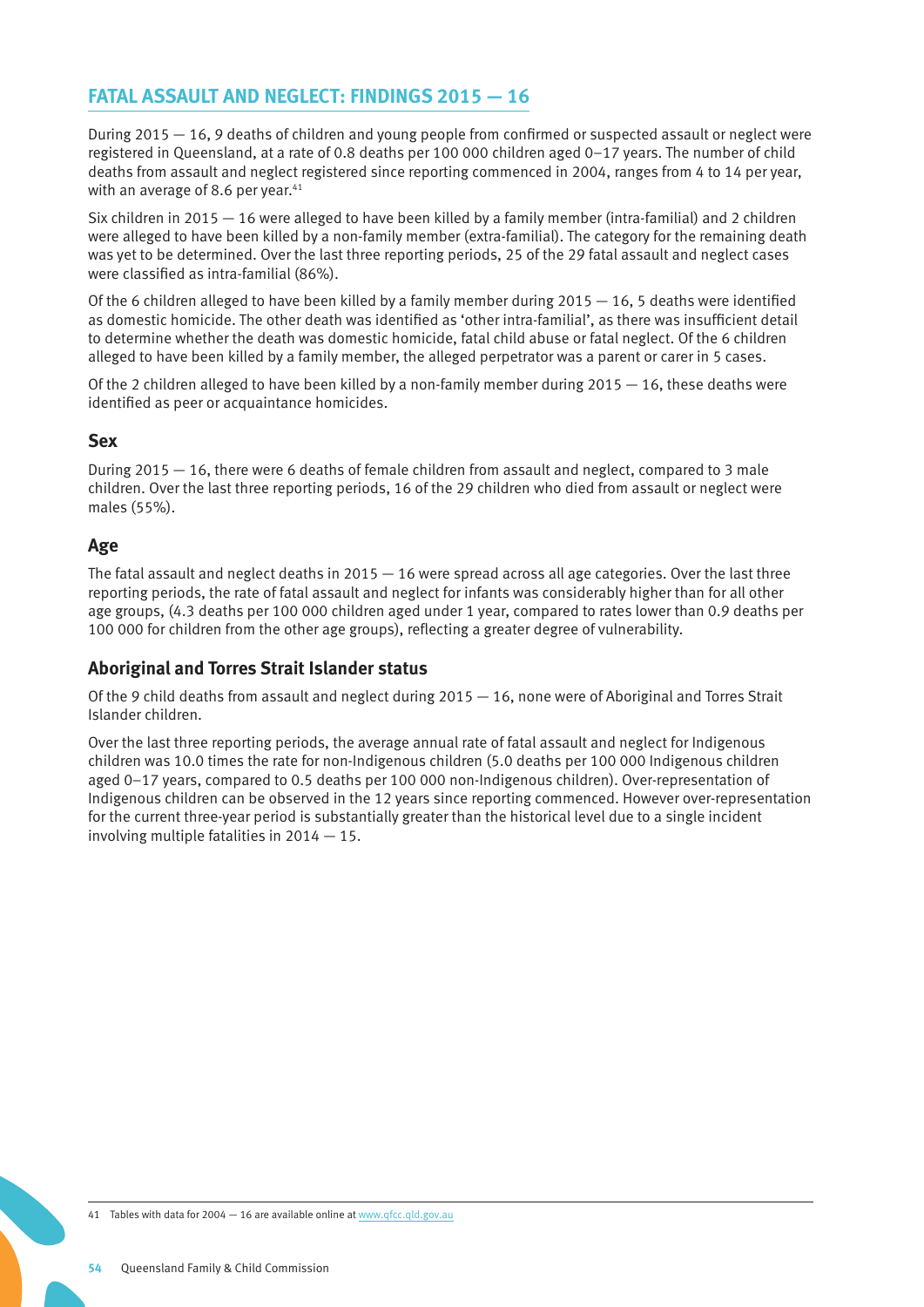## FATAL ASSAULT AND NEGLECT: FINDINGS 2015 — 16

During 2015 — 16, 9 deaths of children and young people from confirmed or suspected assault or neglect were registered in Queensland, at a rate of 0.8 deaths per 100 000 children aged 0–17 years. The number of child deaths from assault and neglect registered since reporting commenced in 2004, ranges from 4 to 14 per year, with an average of 8.6 per year.[41]

Six children in 2015 — 16 were alleged to have been killed by a family member (intra-familial) and 2 children were alleged to have been killed by a non-family member (extra-familial). The category for the remaining death was yet to be determined. Over the last three reporting periods, 25 of the 29 fatal assault and neglect cases were classified as intra-familial (86%).

Of the 6 children alleged to have been killed by a family member during 2015 — 16, 5 deaths were identified as domestic homicide. The other death was identified as 'other intra-familial', as there was insufficient detail to determine whether the death was domestic homicide, fatal child abuse or fatal neglect. Of the 6 children alleged to have been killed by a family member, the alleged perpetrator was a parent or carer in 5 cases.

Of the 2 children alleged to have been killed by a non-family member during 2015 — 16, these deaths were identified as peer or acquaintance homicides.

### Sex

During 2015 — 16, there were 6 deaths of female children from assault and neglect, compared to 3 male children. Over the last three reporting periods, 16 of the 29 children who died from assault or neglect were males (55%).

### Age

The fatal assault and neglect deaths in 2015 — 16 were spread across all age categories. Over the last three reporting periods, the rate of fatal assault and neglect for infants was considerably higher than for all other age groups, (4.3 deaths per 100 000 children aged under 1 year, compared to rates lower than 0.9 deaths per 100 000 for children from the other age groups), reflecting a greater degree of vulnerability.

### Aboriginal and Torres Strait Islander status

Of the 9 child deaths from assault and neglect during 2015 — 16, none were of Aboriginal and Torres Strait Islander children.

Over the last three reporting periods, the average annual rate of fatal assault and neglect for Indigenous children was 10.0 times the rate for non-Indigenous children (5.0 deaths per 100 000 Indigenous children aged 0–17 years, compared to 0.5 deaths per 100 000 non-Indigenous children). Over-representation of Indigenous children can be observed in the 12 years since reporting commenced. However over-representation for the current three-year period is substantially greater than the historical level due to a single incident involving multiple fatalities in 2014 — 15.

---

41 Tables with data for 2004 — 16 are available online at www.qfcc.qld.gov.au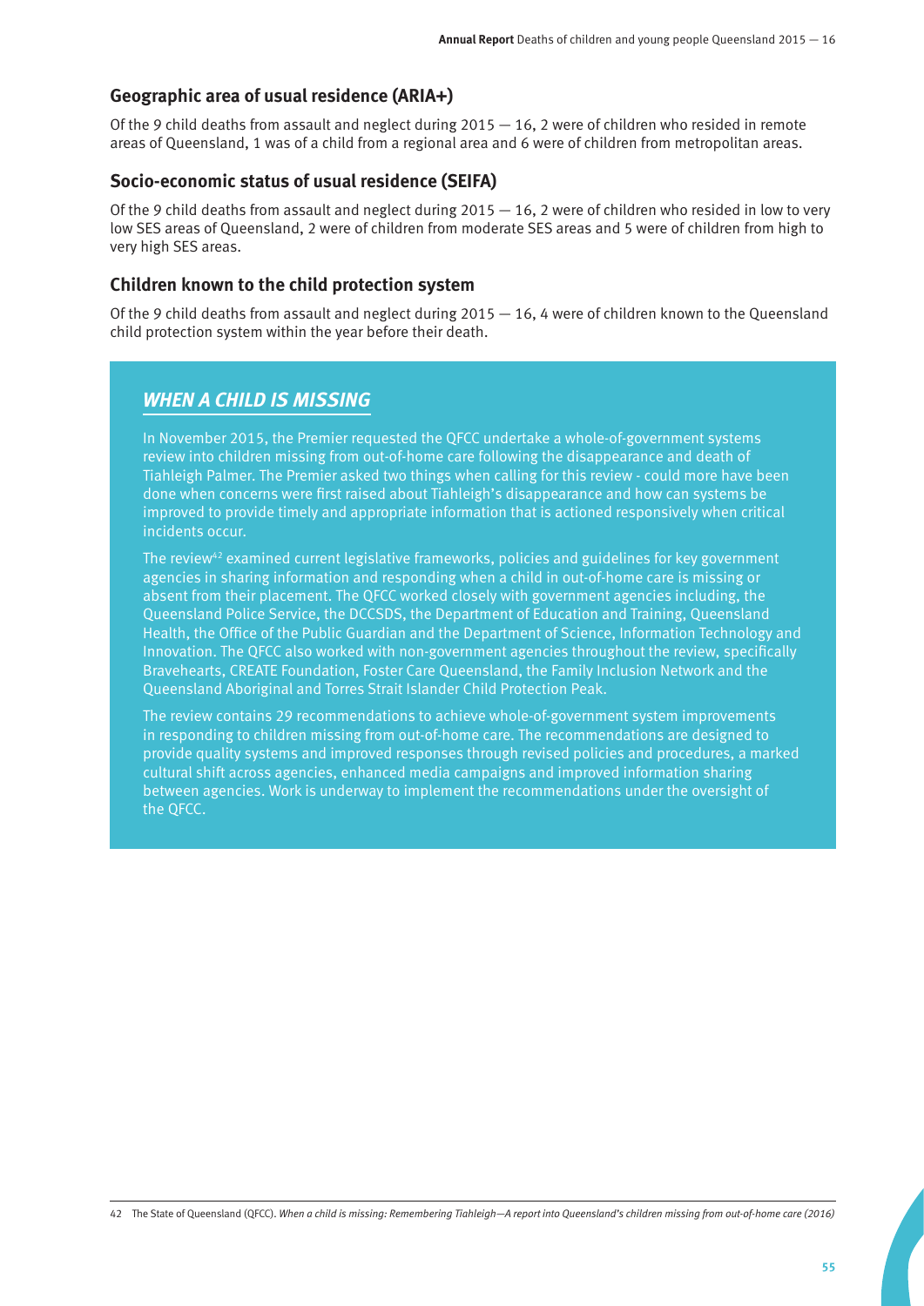### Geographic area of usual residence (ARIA+)

Of the 9 child deaths from assault and neglect during 2015 — 16, 2 were of children who resided in remote areas of Queensland, 1 was of a child from a regional area and 6 were of children from metropolitan areas.

### Socio-economic status of usual residence (SEIFA)

Of the 9 child deaths from assault and neglect during 2015 — 16, 2 were of children who resided in low to very low SES areas of Queensland, 2 were of children from moderate SES areas and 5 were of children from high to very high SES areas.

### Children known to the child protection system

Of the 9 child deaths from assault and neglect during 2015 — 16, 4 were of children known to the Queensland child protection system within the year before their death.

## *WHEN A CHILD IS MISSING*

In November 2015, the Premier requested the QFCC undertake a whole-of-government systems review into children missing from out-of-home care following the disappearance and death of Tiahleigh Palmer. The Premier asked two things when calling for this review - could more have been done when concerns were first raised about Tiahleigh's disappearance and how can systems be improved to provide timely and appropriate information that is actioned responsively when critical incidents occur.

The review[42] examined current legislative frameworks, policies and guidelines for key government agencies in sharing information and responding when a child in out-of-home care is missing or absent from their placement. The QFCC worked closely with government agencies including, the Queensland Police Service, the DCCSDS, the Department of Education and Training, Queensland Health, the Office of the Public Guardian and the Department of Science, Information Technology and Innovation. The QFCC also worked with non-government agencies throughout the review, specifically Bravehearts, CREATE Foundation, Foster Care Queensland, the Family Inclusion Network and the Queensland Aboriginal and Torres Strait Islander Child Protection Peak.

The review contains 29 recommendations to achieve whole-of-government system improvements in responding to children missing from out-of-home care. The recommendations are designed to provide quality systems and improved responses through revised policies and procedures, a marked cultural shift across agencies, enhanced media campaigns and improved information sharing between agencies. Work is underway to implement the recommendations under the oversight of the QFCC.

---

42 The State of Queensland (QFCC). *When a child is missing: Remembering Tiahleigh—A report into Queensland's children missing from out-of-home care (2016)*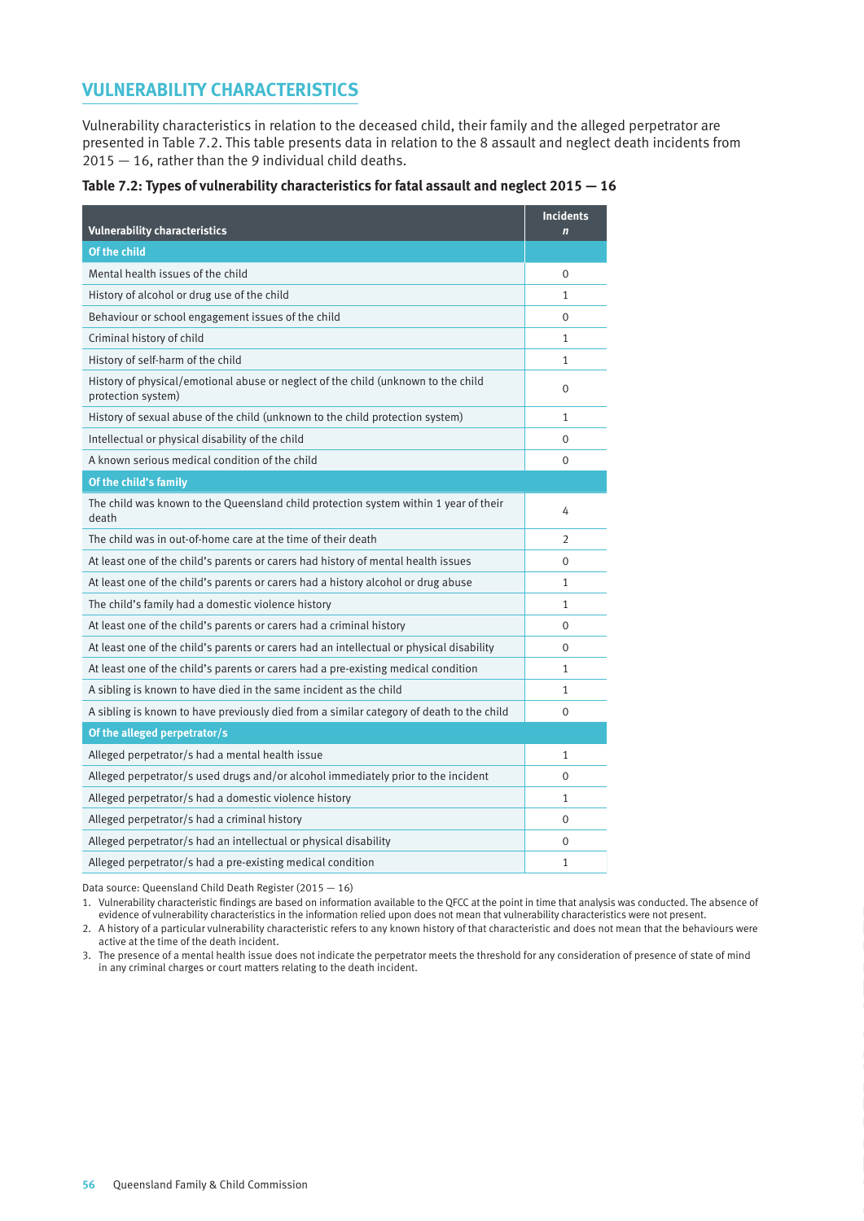## VULNERABILITY CHARACTERISTICS

Vulnerability characteristics in relation to the deceased child, their family and the alleged perpetrator are presented in Table 7.2. This table presents data in relation to the 8 assault and neglect death incidents from 2015 — 16, rather than the 9 individual child deaths.

**Table 7.2: Types of vulnerability characteristics for fatal assault and neglect 2015 — 16**

| Vulnerability characteristics | Incidents *n* |
|---|---|
| **Of the child** | |
| Mental health issues of the child | 0 |
| History of alcohol or drug use of the child | 1 |
| Behaviour or school engagement issues of the child | 0 |
| Criminal history of child | 1 |
| History of self-harm of the child | 1 |
| History of physical/emotional abuse or neglect of the child (unknown to the child protection system) | 0 |
| History of sexual abuse of the child (unknown to the child protection system) | 1 |
| Intellectual or physical disability of the child | 0 |
| A known serious medical condition of the child | 0 |
| **Of the child's family** | |
| The child was known to the Queensland child protection system within 1 year of their death | 4 |
| The child was in out-of-home care at the time of their death | 2 |
| At least one of the child's parents or carers had history of mental health issues | 0 |
| At least one of the child's parents or carers had a history alcohol or drug abuse | 1 |
| The child's family had a domestic violence history | 1 |
| At least one of the child's parents or carers had a criminal history | 0 |
| At least one of the child's parents or carers had an intellectual or physical disability | 0 |
| At least one of the child's parents or carers had a pre-existing medical condition | 1 |
| A sibling is known to have died in the same incident as the child | 1 |
| A sibling is known to have previously died from a similar category of death to the child | 0 |
| **Of the alleged perpetrator/s** | |
| Alleged perpetrator/s had a mental health issue | 1 |
| Alleged perpetrator/s used drugs and/or alcohol immediately prior to the incident | 0 |
| Alleged perpetrator/s had a domestic violence history | 1 |
| Alleged perpetrator/s had a criminal history | 0 |
| Alleged perpetrator/s had an intellectual or physical disability | 0 |
| Alleged perpetrator/s had a pre-existing medical condition | 1 |

Data source: Queensland Child Death Register (2015 — 16)

1. Vulnerability characteristic findings are based on information available to the QFCC at the point in time that analysis was conducted. The absence of evidence of vulnerability characteristics in the information relied upon does not mean that vulnerability characteristics were not present.
2. A history of a particular vulnerability characteristic refers to any known history of that characteristic and does not mean that the behaviours were active at the time of the death incident.
3. The presence of a mental health issue does not indicate the perpetrator meets the threshold for any consideration of presence of state of mind in any criminal charges or court matters relating to the death incident.